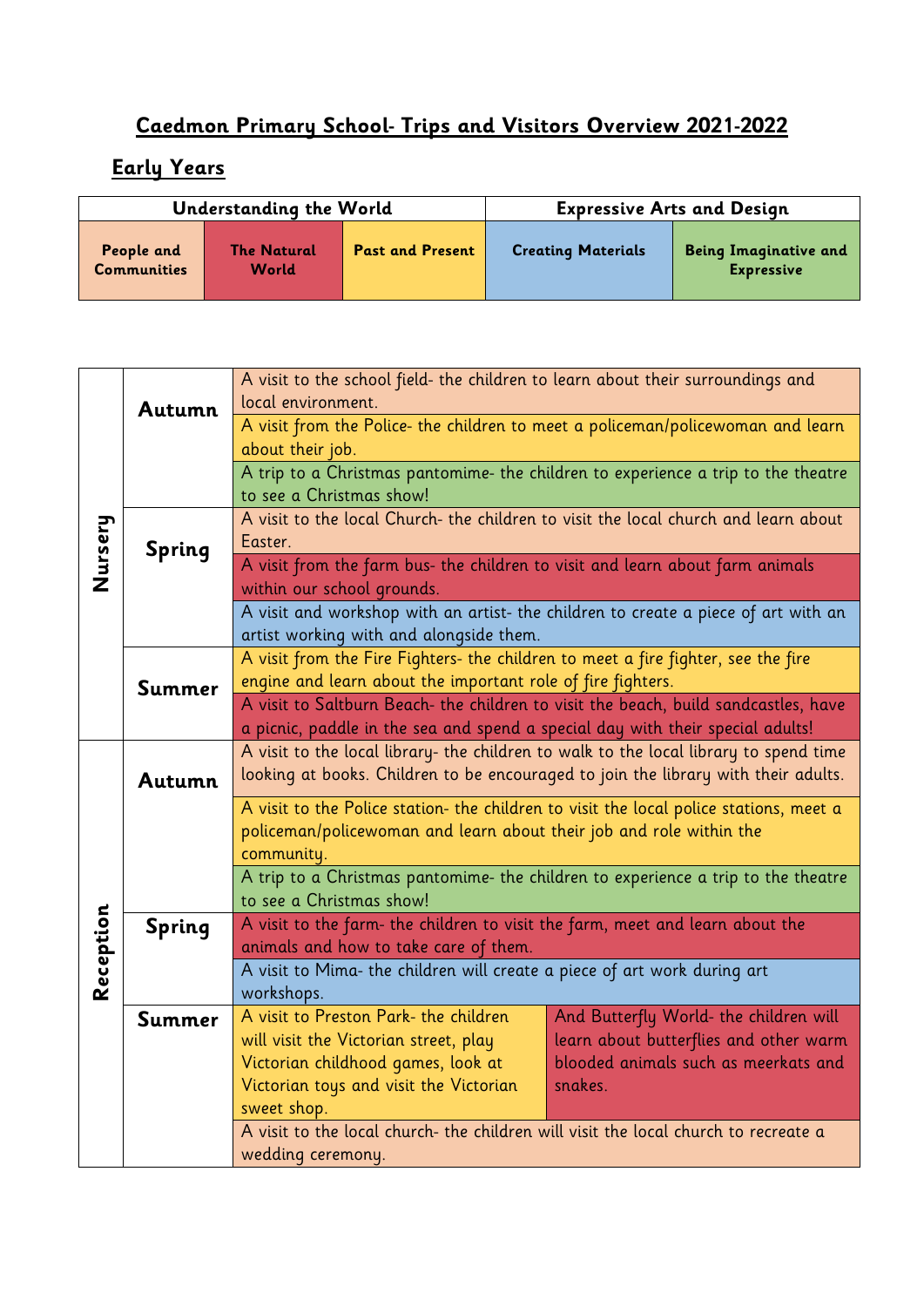# Caedmon Primary School- Trips and Visitors Overview 2021-2022

## Early Years

| Understanding the World | | | Expressive Arts and Design | |
|---|---|---|---|---|
| People and Communities | The Natural World | Past and Present | Creating Materials | Being Imaginative and Expressive |

| | | | |
|---|---|---|---|
| **Nursery** | **Autumn** | A visit to the school field- the children to learn about their surroundings and local environment. | |
| | | A visit from the Police- the children to meet a policeman/policewoman and learn about their job. | |
| | | A trip to a Christmas pantomime- the children to experience a trip to the theatre to see a Christmas show! | |
| | **Spring** | A visit to the local Church- the children to visit the local church and learn about Easter. | |
| | | A visit from the farm bus- the children to visit and learn about farm animals within our school grounds. | |
| | | A visit and workshop with an artist- the children to create a piece of art with an artist working with and alongside them. | |
| | **Summer** | A visit from the Fire Fighters- the children to meet a fire fighter, see the fire engine and learn about the important role of fire fighters. | |
| | | A visit to Saltburn Beach- the children to visit the beach, build sandcastles, have a picnic, paddle in the sea and spend a special day with their special adults! | |
| **Reception** | **Autumn** | A visit to the local library- the children to walk to the local library to spend time looking at books. Children to be encouraged to join the library with their adults. | |
| | | A visit to the Police station- the children to visit the local police stations, meet a policeman/policewoman and learn about their job and role within the community. | |
| | | A trip to a Christmas pantomime- the children to experience a trip to the theatre to see a Christmas show! | |
| | **Spring** | A visit to the farm- the children to visit the farm, meet and learn about the animals and how to take care of them. | |
| | | A visit to Mima- the children will create a piece of art work during art workshops. | |
| | **Summer** | A visit to Preston Park- the children will visit the Victorian street, play Victorian childhood games, look at Victorian toys and visit the Victorian sweet shop. | And Butterfly World- the children will learn about butterflies and other warm blooded animals such as meerkats and snakes. |
| | | A visit to the local church- the children will visit the local church to recreate a wedding ceremony. | |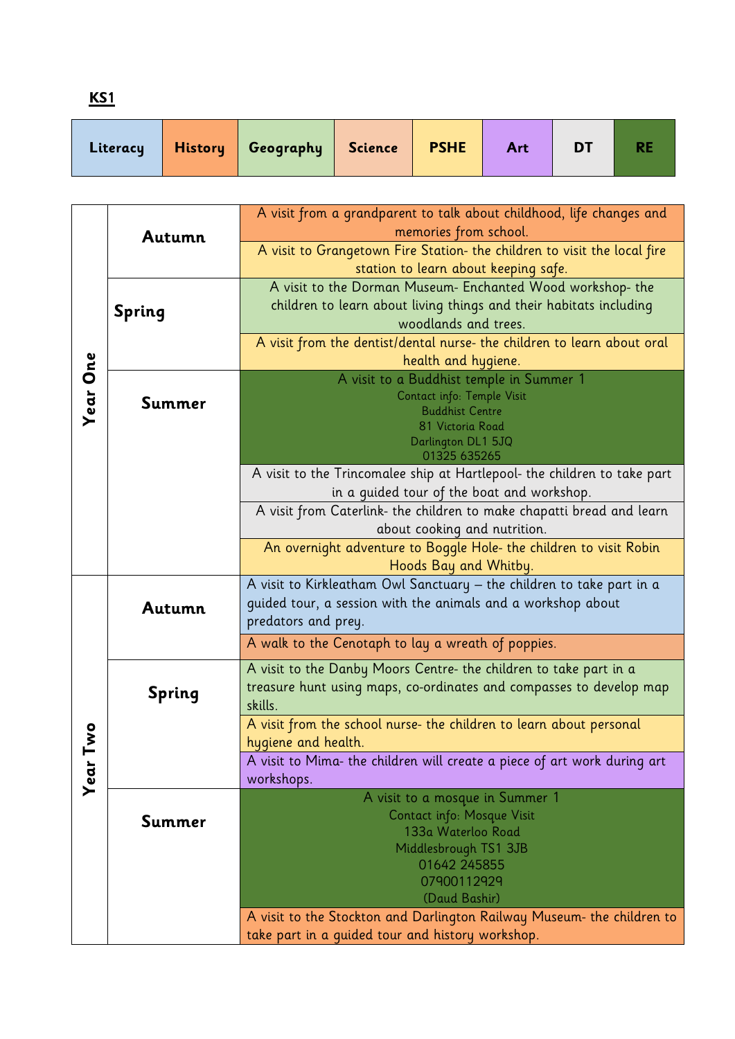**KS1**

| Literacy | History | Geography | Science | PSHE | Art | DT | RE |
|---|---|---|---|---|---|---|---|

| | | |
|---|---|---|
| **Year One** | **Autumn** | A visit from a grandparent to talk about childhood, life changes and memories from school. |
| | | A visit to Grangetown Fire Station- the children to visit the local fire station to learn about keeping safe. |
| | **Spring** | A visit to the Dorman Museum- Enchanted Wood workshop- the children to learn about living things and their habitats including woodlands and trees. |
| | | A visit from the dentist/dental nurse- the children to learn about oral health and hygiene. |
| | **Summer** | A visit to a Buddhist temple in Summer 1<br>Contact info: Temple Visit<br>Buddhist Centre<br>81 Victoria Road<br>Darlington DL1 5JQ<br>01325 635265 |
| | | A visit to the Trincomalee ship at Hartlepool- the children to take part in a guided tour of the boat and workshop. |
| | | A visit from Caterlink- the children to make chapatti bread and learn about cooking and nutrition. |
| | | An overnight adventure to Boggle Hole- the children to visit Robin Hoods Bay and Whitby. |
| **Year Two** | **Autumn** | A visit to Kirkleatham Owl Sanctuary – the children to take part in a guided tour, a session with the animals and a workshop about predators and prey. |
| | | A walk to the Cenotaph to lay a wreath of poppies. |
| | **Spring** | A visit to the Danby Moors Centre- the children to take part in a treasure hunt using maps, co-ordinates and compasses to develop map skills. |
| | | A visit from the school nurse- the children to learn about personal hygiene and health. |
| | | A visit to Mima- the children will create a piece of art work during art workshops. |
| | **Summer** | A visit to a mosque in Summer 1<br>Contact info: Mosque Visit<br>133a Waterloo Road<br>Middlesbrough TS1 3JB<br>01642 245855<br>07900112929<br>(Daud Bashir) |
| | | A visit to the Stockton and Darlington Railway Museum- the children to take part in a guided tour and history workshop. |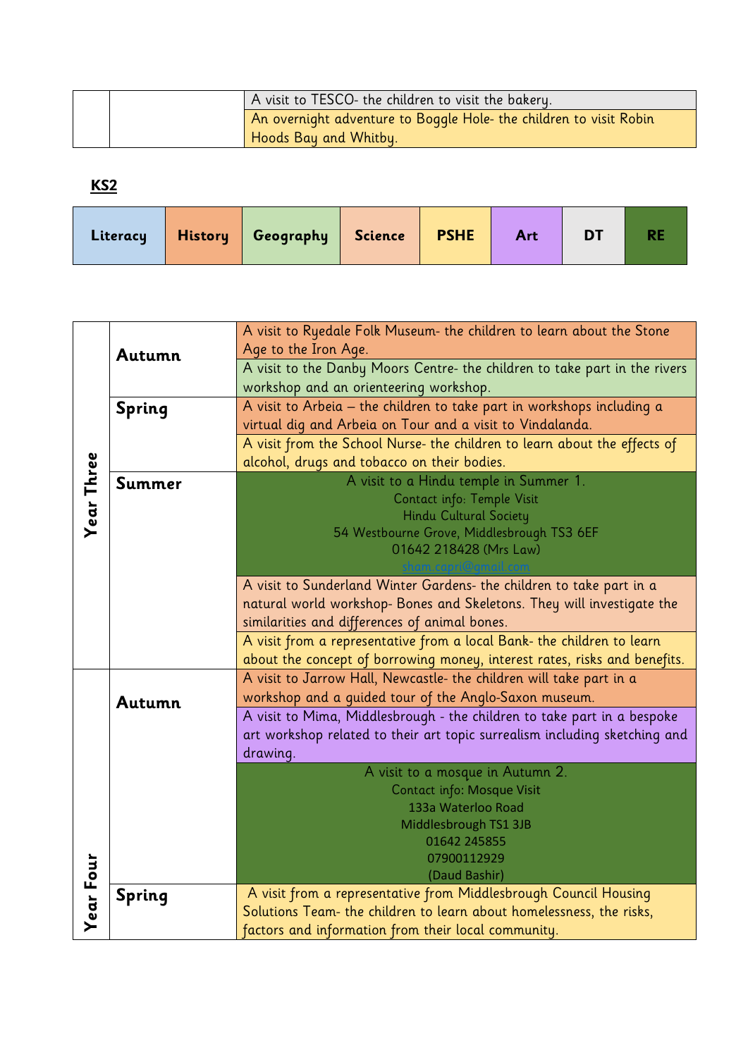| | | |
|---|---|---|
| | | A visit to TESCO- the children to visit the bakery. |
| | | An overnight adventure to Boggle Hole- the children to visit Robin Hoods Bay and Whitby. |

**KS2**

| Literacy | History | Geography | Science | PSHE | Art | DT | RE |
|---|---|---|---|---|---|---|---|

| | | |
|---|---|---|
| **Year Three** | **Autumn** | A visit to Ryedale Folk Museum- the children to learn about the Stone Age to the Iron Age. |
| | | A visit to the Danby Moors Centre- the children to take part in the rivers workshop and an orienteering workshop. |
| | **Spring** | A visit to Arbeia – the children to take part in workshops including a virtual dig and Arbeia on Tour and a visit to Vindalanda. |
| | | A visit from the School Nurse- the children to learn about the effects of alcohol, drugs and tobacco on their bodies. |
| | **Summer** | A visit to a Hindu temple in Summer 1.<br>Contact info: Temple Visit<br>Hindu Cultural Society<br>54 Westbourne Grove, Middlesbrough TS3 6EF<br>01642 218428 (Mrs Law)<br>sham.capri@gmail.com |
| | | A visit to Sunderland Winter Gardens- the children to take part in a natural world workshop- Bones and Skeletons. They will investigate the similarities and differences of animal bones. |
| | | A visit from a representative from a local Bank- the children to learn about the concept of borrowing money, interest rates, risks and benefits. |
| **Year Four** | **Autumn** | A visit to Jarrow Hall, Newcastle- the children will take part in a workshop and a guided tour of the Anglo-Saxon museum. |
| | | A visit to Mima, Middlesbrough - the children to take part in a bespoke art workshop related to their art topic surrealism including sketching and drawing. |
| | | A visit to a mosque in Autumn 2.<br>Contact info: Mosque Visit<br>133a Waterloo Road<br>Middlesbrough TS1 3JB<br>01642 245855<br>07900112929<br>(Daud Bashir) |
| | **Spring** | A visit from a representative from Middlesbrough Council Housing Solutions Team- the children to learn about homelessness, the risks, factors and information from their local community. |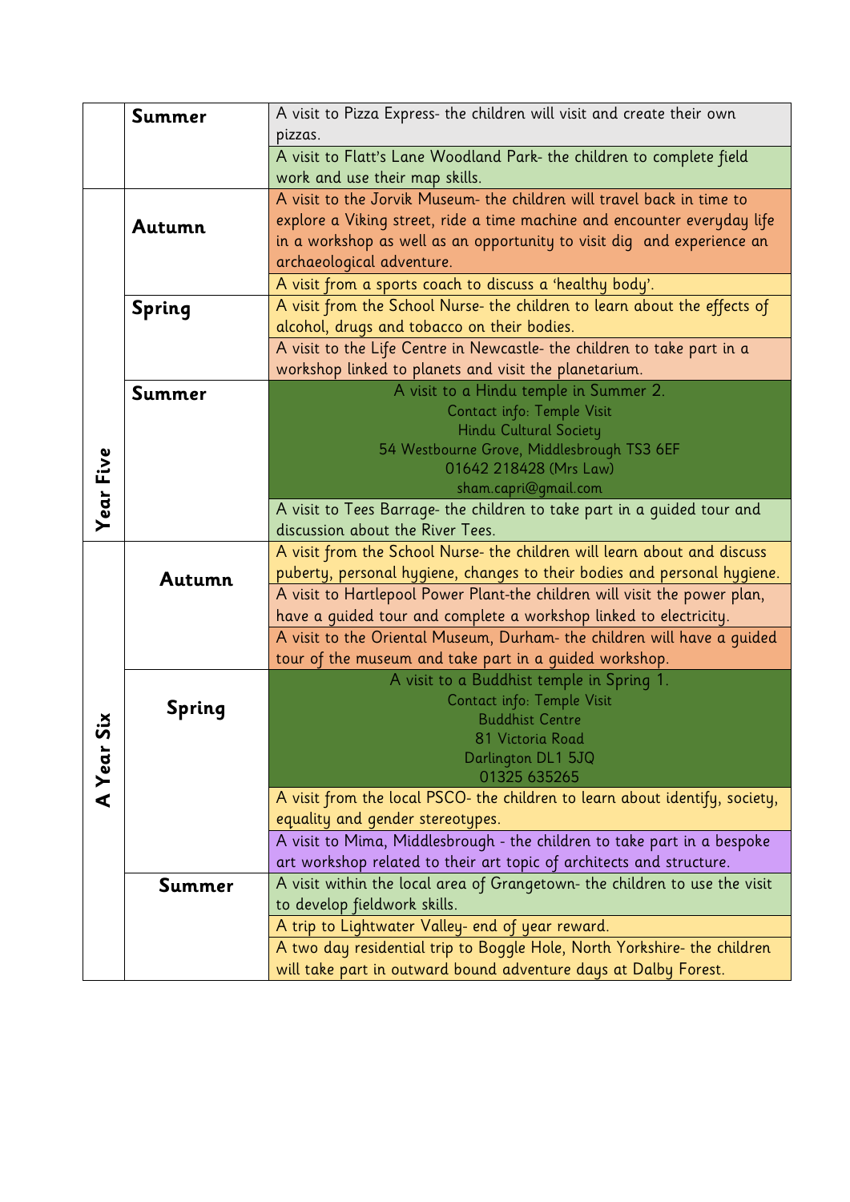| | | |
|---|---|---|
| | **Summer** | A visit to Pizza Express- the children will visit and create their own pizzas. |
| | | A visit to Flatt's Lane Woodland Park- the children to complete field work and use their map skills. |
| **Year Five** | **Autumn** | A visit to the Jorvik Museum- the children will travel back in time to explore a Viking street, ride a time machine and encounter everyday life in a workshop as well as an opportunity to visit dig and experience an archaeological adventure. |
| | | A visit from a sports coach to discuss a 'healthy body'. |
| | **Spring** | A visit from the School Nurse- the children to learn about the effects of alcohol, drugs and tobacco on their bodies. |
| | | A visit to the Life Centre in Newcastle- the children to take part in a workshop linked to planets and visit the planetarium. |
| | **Summer** | A visit to a Hindu temple in Summer 2. Contact info: Temple Visit Hindu Cultural Society 54 Westbourne Grove, Middlesbrough TS3 6EF 01642 218428 (Mrs Law) sham.capri@gmail.com |
| | | A visit to Tees Barrage- the children to take part in a guided tour and discussion about the River Tees. |
| **A Year Six** | **Autumn** | A visit from the School Nurse- the children will learn about and discuss puberty, personal hygiene, changes to their bodies and personal hygiene. |
| | | A visit to Hartlepool Power Plant-the children will visit the power plan, have a guided tour and complete a workshop linked to electricity. |
| | | A visit to the Oriental Museum, Durham- the children will have a guided tour of the museum and take part in a guided workshop. |
| | **Spring** | A visit to a Buddhist temple in Spring 1. Contact info: Temple Visit Buddhist Centre 81 Victoria Road Darlington DL1 5JQ 01325 635265 |
| | | A visit from the local PSCO- the children to learn about identify, society, equality and gender stereotypes. |
| | | A visit to Mima, Middlesbrough - the children to take part in a bespoke art workshop related to their art topic of architects and structure. |
| | **Summer** | A visit within the local area of Grangetown- the children to use the visit to develop fieldwork skills. |
| | | A trip to Lightwater Valley- end of year reward. |
| | | A two day residential trip to Boggle Hole, North Yorkshire- the children will take part in outward bound adventure days at Dalby Forest. |